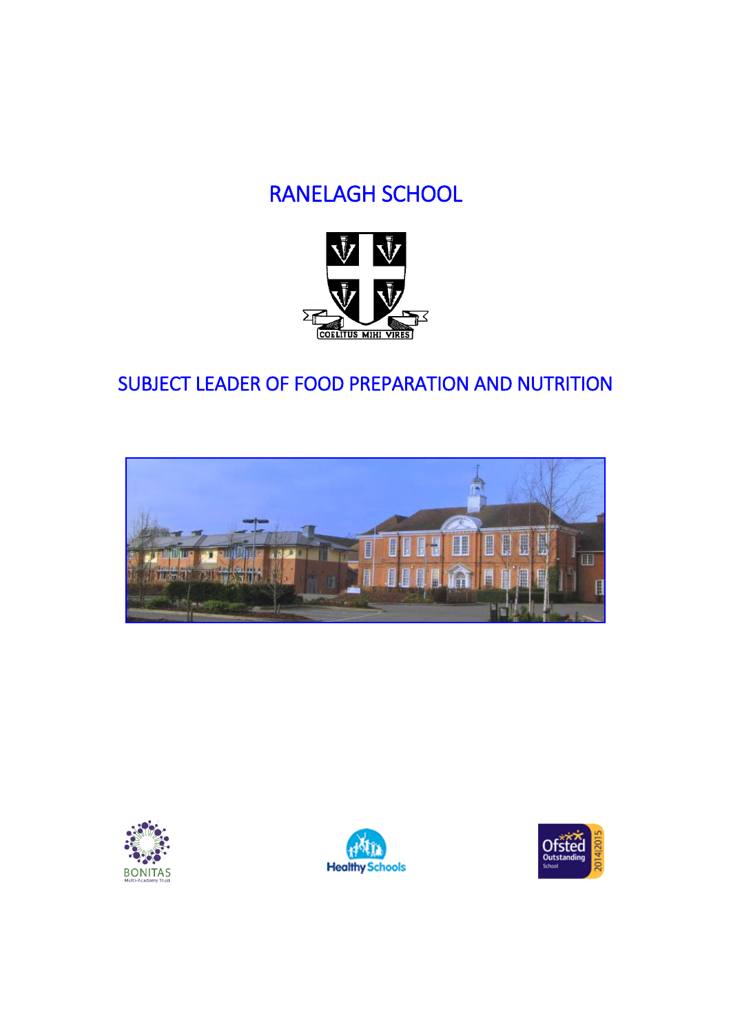# RANELAGH SCHOOL

COELITUS MIHI VIRES

## SUBJECT LEADER OF FOOD PREPARATION AND NUTRITION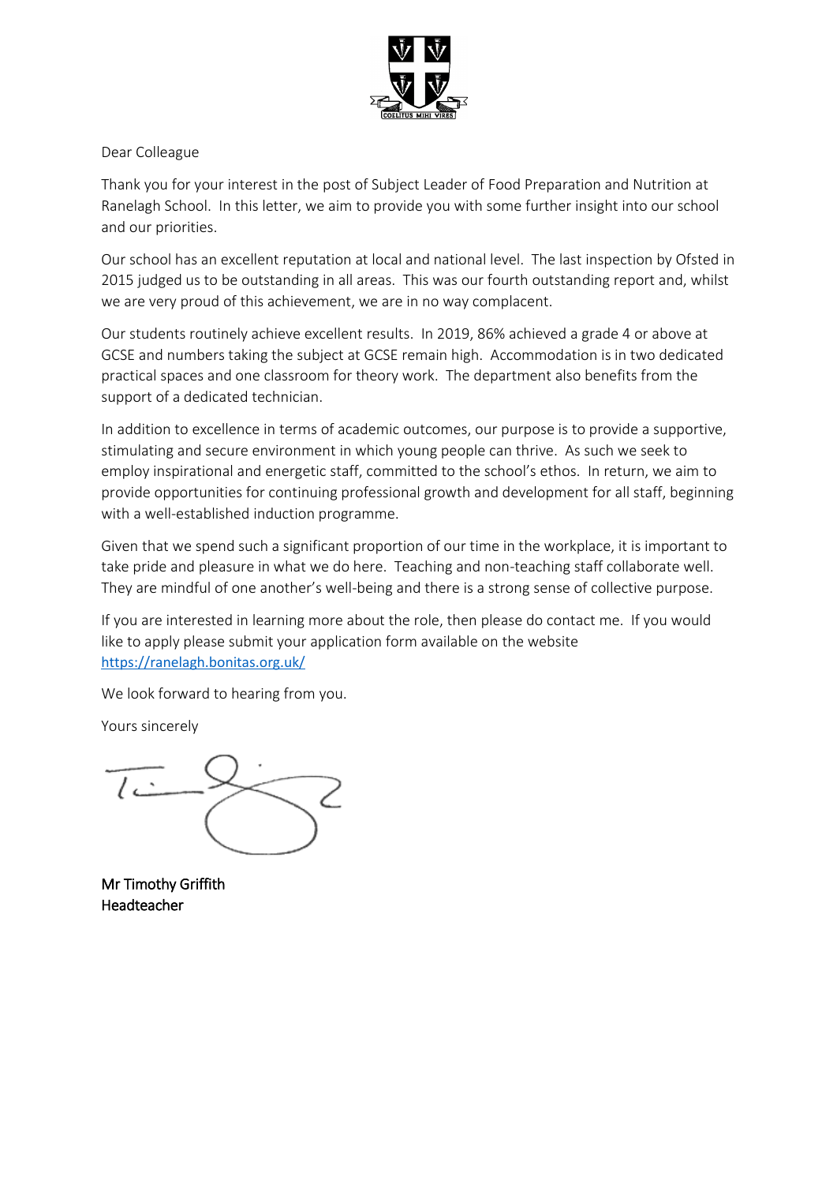Dear Colleague

Thank you for your interest in the post of Subject Leader of Food Preparation and Nutrition at Ranelagh School. In this letter, we aim to provide you with some further insight into our school and our priorities.

Our school has an excellent reputation at local and national level. The last inspection by Ofsted in 2015 judged us to be outstanding in all areas. This was our fourth outstanding report and, whilst we are very proud of this achievement, we are in no way complacent.

Our students routinely achieve excellent results. In 2019, 86% achieved a grade 4 or above at GCSE and numbers taking the subject at GCSE remain high. Accommodation is in two dedicated practical spaces and one classroom for theory work. The department also benefits from the support of a dedicated technician.

In addition to excellence in terms of academic outcomes, our purpose is to provide a supportive, stimulating and secure environment in which young people can thrive. As such we seek to employ inspirational and energetic staff, committed to the school's ethos. In return, we aim to provide opportunities for continuing professional growth and development for all staff, beginning with a well-established induction programme.

Given that we spend such a significant proportion of our time in the workplace, it is important to take pride and pleasure in what we do here. Teaching and non-teaching staff collaborate well. They are mindful of one another's well-being and there is a strong sense of collective purpose.

If you are interested in learning more about the role, then please do contact me. If you would like to apply please submit your application form available on the website [https://ranelagh.bonitas.org.uk/](https://ranelagh.bonitas.org.uk/)

We look forward to hearing from you.

Yours sincerely

Mr Timothy Griffith
Headteacher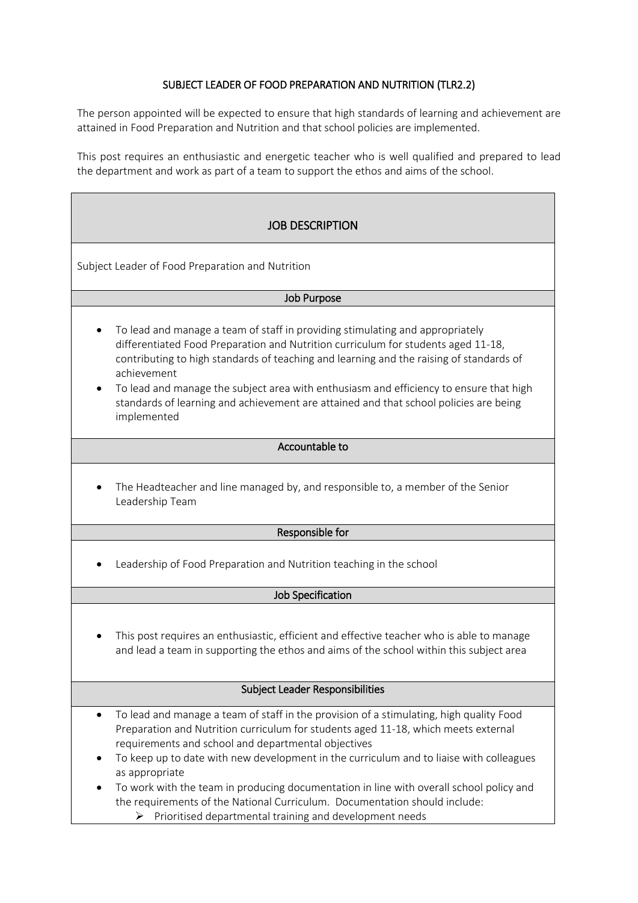## SUBJECT LEADER OF FOOD PREPARATION AND NUTRITION (TLR2.2)

The person appointed will be expected to ensure that high standards of learning and achievement are attained in Food Preparation and Nutrition and that school policies are implemented.

This post requires an enthusiastic and energetic teacher who is well qualified and prepared to lead the department and work as part of a team to support the ethos and aims of the school.

### JOB DESCRIPTION

Subject Leader of Food Preparation and Nutrition

#### Job Purpose

- To lead and manage a team of staff in providing stimulating and appropriately differentiated Food Preparation and Nutrition curriculum for students aged 11-18, contributing to high standards of teaching and learning and the raising of standards of achievement
- To lead and manage the subject area with enthusiasm and efficiency to ensure that high standards of learning and achievement are attained and that school policies are being implemented

#### Accountable to

- The Headteacher and line managed by, and responsible to, a member of the Senior Leadership Team

#### Responsible for

- Leadership of Food Preparation and Nutrition teaching in the school

#### Job Specification

- This post requires an enthusiastic, efficient and effective teacher who is able to manage and lead a team in supporting the ethos and aims of the school within this subject area

#### Subject Leader Responsibilities

- To lead and manage a team of staff in the provision of a stimulating, high quality Food Preparation and Nutrition curriculum for students aged 11-18, which meets external requirements and school and departmental objectives
- To keep up to date with new development in the curriculum and to liaise with colleagues as appropriate
- To work with the team in producing documentation in line with overall school policy and the requirements of the National Curriculum. Documentation should include:
  - Prioritised departmental training and development needs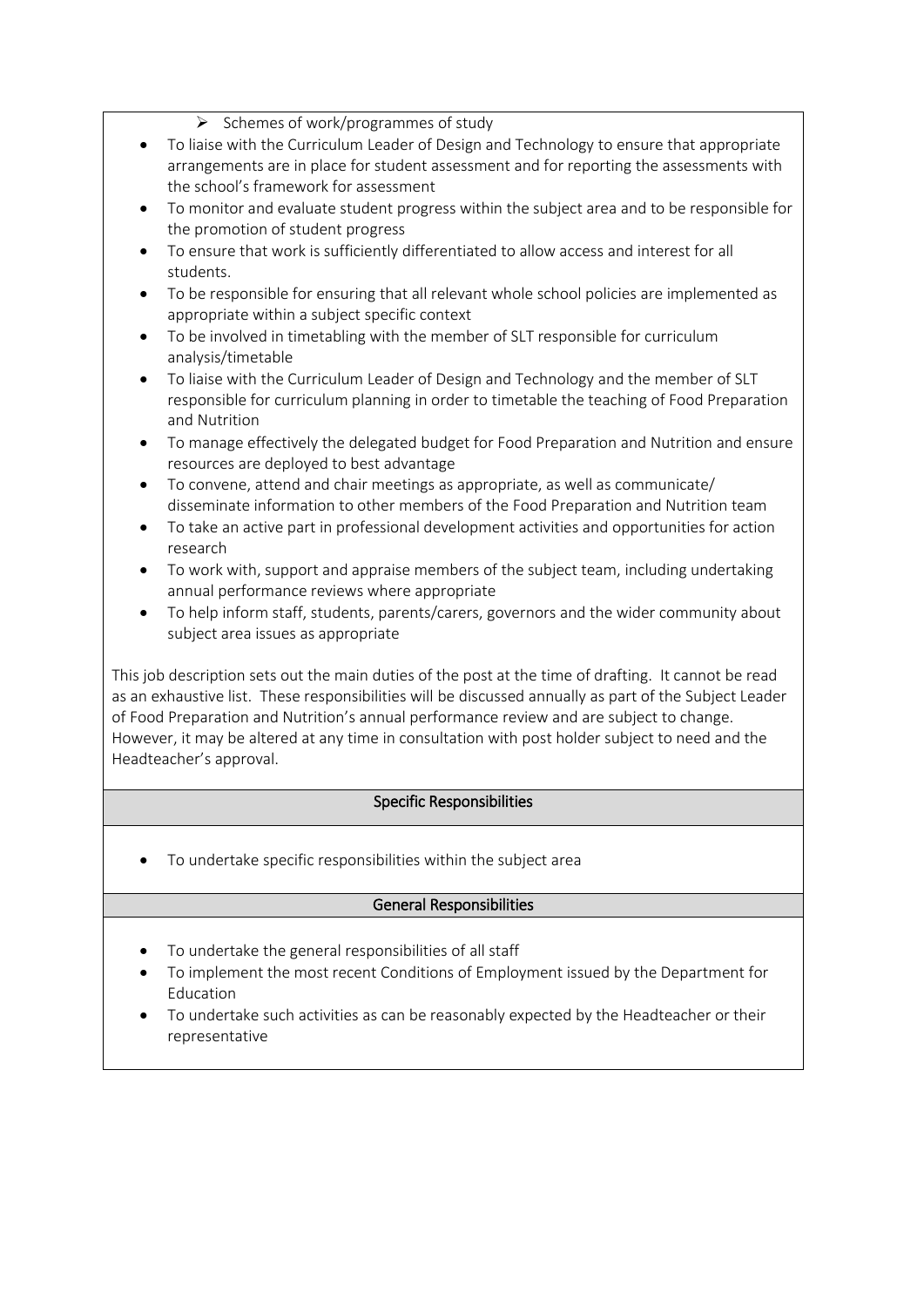- Schemes of work/programmes of study

- To liaise with the Curriculum Leader of Design and Technology to ensure that appropriate arrangements are in place for student assessment and for reporting the assessments with the school's framework for assessment
- To monitor and evaluate student progress within the subject area and to be responsible for the promotion of student progress
- To ensure that work is sufficiently differentiated to allow access and interest for all students.
- To be responsible for ensuring that all relevant whole school policies are implemented as appropriate within a subject specific context
- To be involved in timetabling with the member of SLT responsible for curriculum analysis/timetable
- To liaise with the Curriculum Leader of Design and Technology and the member of SLT responsible for curriculum planning in order to timetable the teaching of Food Preparation and Nutrition
- To manage effectively the delegated budget for Food Preparation and Nutrition and ensure resources are deployed to best advantage
- To convene, attend and chair meetings as appropriate, as well as communicate/ disseminate information to other members of the Food Preparation and Nutrition team
- To take an active part in professional development activities and opportunities for action research
- To work with, support and appraise members of the subject team, including undertaking annual performance reviews where appropriate
- To help inform staff, students, parents/carers, governors and the wider community about subject area issues as appropriate

This job description sets out the main duties of the post at the time of drafting. It cannot be read as an exhaustive list. These responsibilities will be discussed annually as part of the Subject Leader of Food Preparation and Nutrition's annual performance review and are subject to change. However, it may be altered at any time in consultation with post holder subject to need and the Headteacher's approval.

## Specific Responsibilities

- To undertake specific responsibilities within the subject area

## General Responsibilities

- To undertake the general responsibilities of all staff
- To implement the most recent Conditions of Employment issued by the Department for Education
- To undertake such activities as can be reasonably expected by the Headteacher or their representative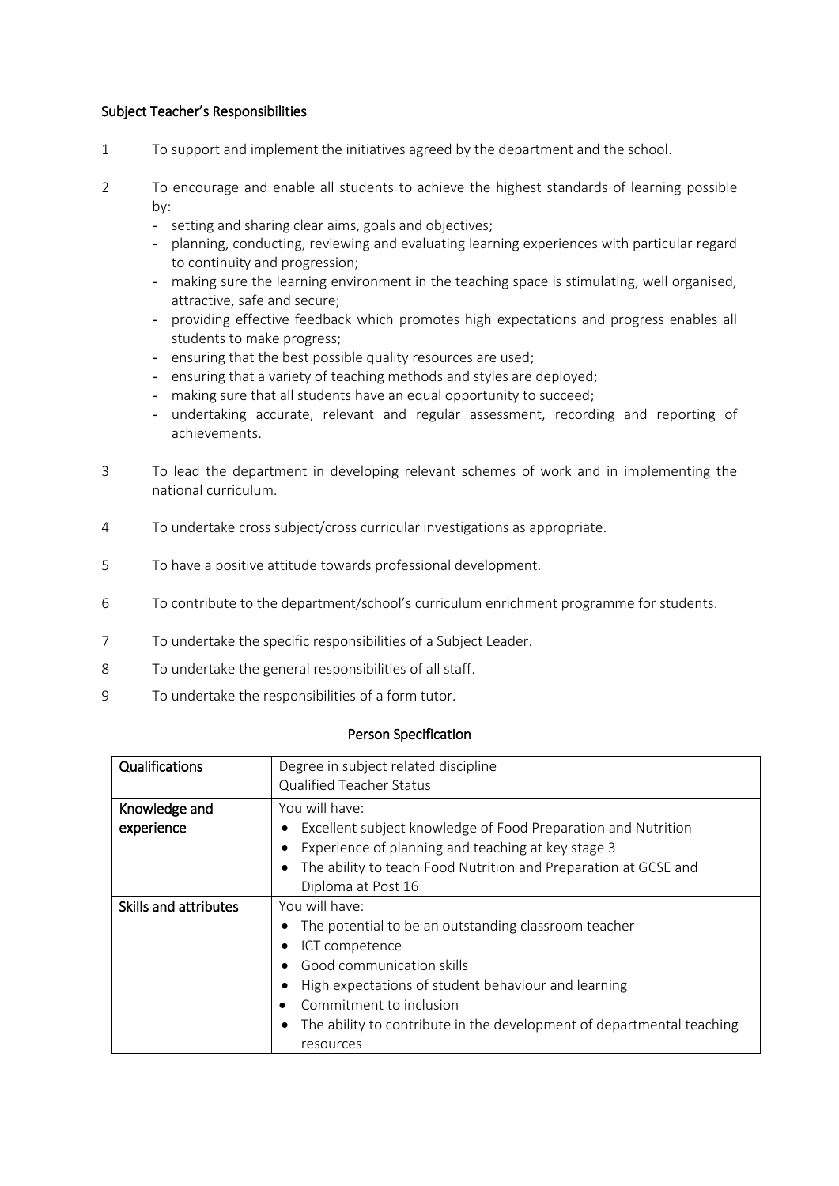## Subject Teacher's Responsibilities

1. To support and implement the initiatives agreed by the department and the school.

2. To encourage and enable all students to achieve the highest standards of learning possible by:
   - setting and sharing clear aims, goals and objectives;
   - planning, conducting, reviewing and evaluating learning experiences with particular regard to continuity and progression;
   - making sure the learning environment in the teaching space is stimulating, well organised, attractive, safe and secure;
   - providing effective feedback which promotes high expectations and progress enables all students to make progress;
   - ensuring that the best possible quality resources are used;
   - ensuring that a variety of teaching methods and styles are deployed;
   - making sure that all students have an equal opportunity to succeed;
   - undertaking accurate, relevant and regular assessment, recording and reporting of achievements.

3. To lead the department in developing relevant schemes of work and in implementing the national curriculum.

4. To undertake cross subject/cross curricular investigations as appropriate.

5. To have a positive attitude towards professional development.

6. To contribute to the department/school's curriculum enrichment programme for students.

7. To undertake the specific responsibilities of a Subject Leader.

8. To undertake the general responsibilities of all staff.

9. To undertake the responsibilities of a form tutor.

## Person Specification

| | |
|---|---|
| **Qualifications** | Degree in subject related discipline<br>Qualified Teacher Status |
| **Knowledge and experience** | You will have:<br>• Excellent subject knowledge of Food Preparation and Nutrition<br>• Experience of planning and teaching at key stage 3<br>• The ability to teach Food Nutrition and Preparation at GCSE and Diploma at Post 16 |
| **Skills and attributes** | You will have:<br>• The potential to be an outstanding classroom teacher<br>• ICT competence<br>• Good communication skills<br>• High expectations of student behaviour and learning<br>• Commitment to inclusion<br>• The ability to contribute in the development of departmental teaching resources |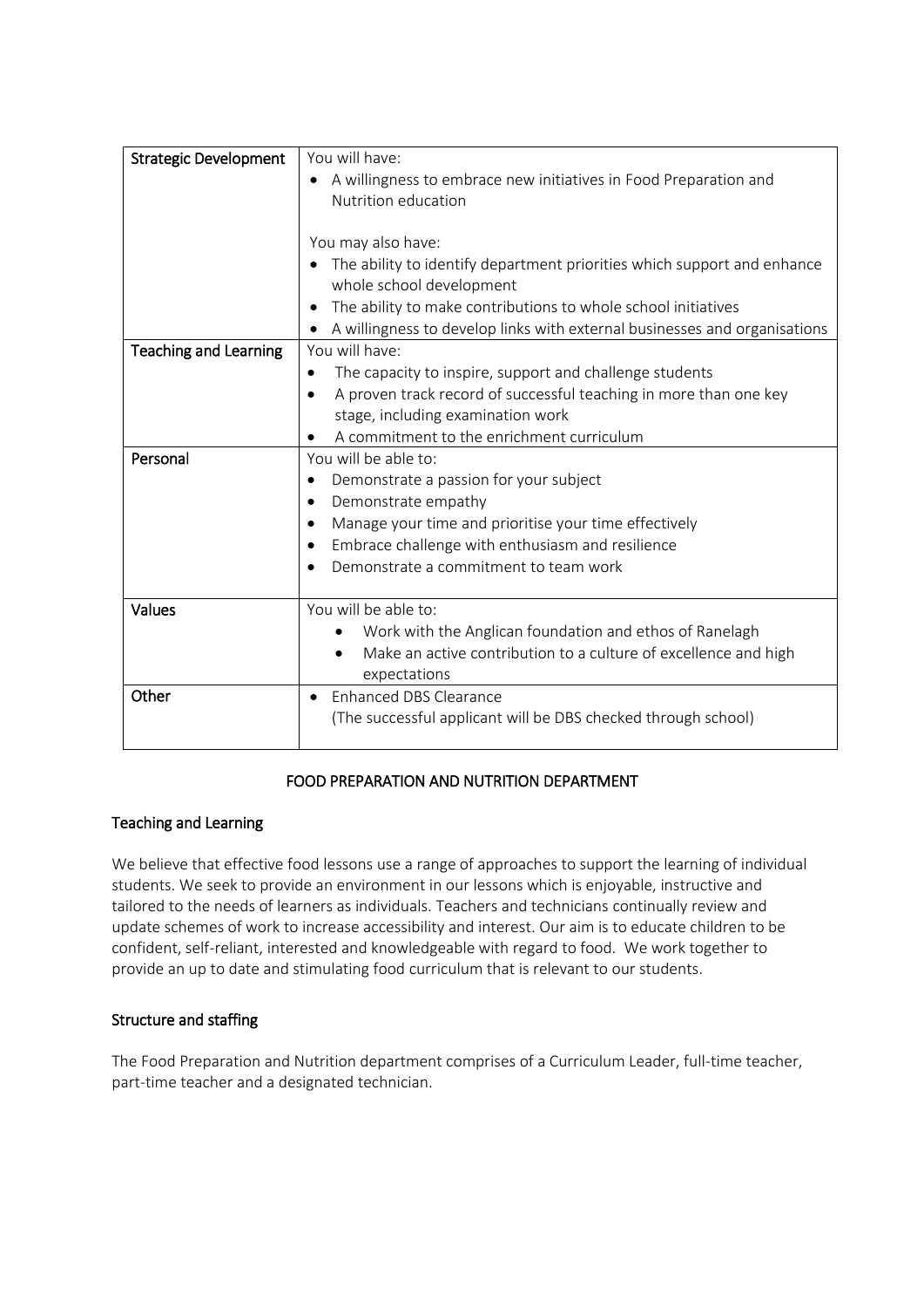| Strategic Development | You will have:<br>• A willingness to embrace new initiatives in Food Preparation and Nutrition education<br><br>You may also have:<br>• The ability to identify department priorities which support and enhance whole school development<br>• The ability to make contributions to whole school initiatives<br>• A willingness to develop links with external businesses and organisations |
|---|---|
| Teaching and Learning | You will have:<br>• The capacity to inspire, support and challenge students<br>• A proven track record of successful teaching in more than one key stage, including examination work<br>• A commitment to the enrichment curriculum |
| Personal | You will be able to:<br>• Demonstrate a passion for your subject<br>• Demonstrate empathy<br>• Manage your time and prioritise your time effectively<br>• Embrace challenge with enthusiasm and resilience<br>• Demonstrate a commitment to team work |
| Values | You will be able to:<br>• Work with the Anglican foundation and ethos of Ranelagh<br>• Make an active contribution to a culture of excellence and high expectations |
| Other | • Enhanced DBS Clearance<br>(The successful applicant will be DBS checked through school) |

## FOOD PREPARATION AND NUTRITION DEPARTMENT

### Teaching and Learning

We believe that effective food lessons use a range of approaches to support the learning of individual students. We seek to provide an environment in our lessons which is enjoyable, instructive and tailored to the needs of learners as individuals. Teachers and technicians continually review and update schemes of work to increase accessibility and interest. Our aim is to educate children to be confident, self-reliant, interested and knowledgeable with regard to food. We work together to provide an up to date and stimulating food curriculum that is relevant to our students.

### Structure and staffing

The Food Preparation and Nutrition department comprises of a Curriculum Leader, full-time teacher, part-time teacher and a designated technician.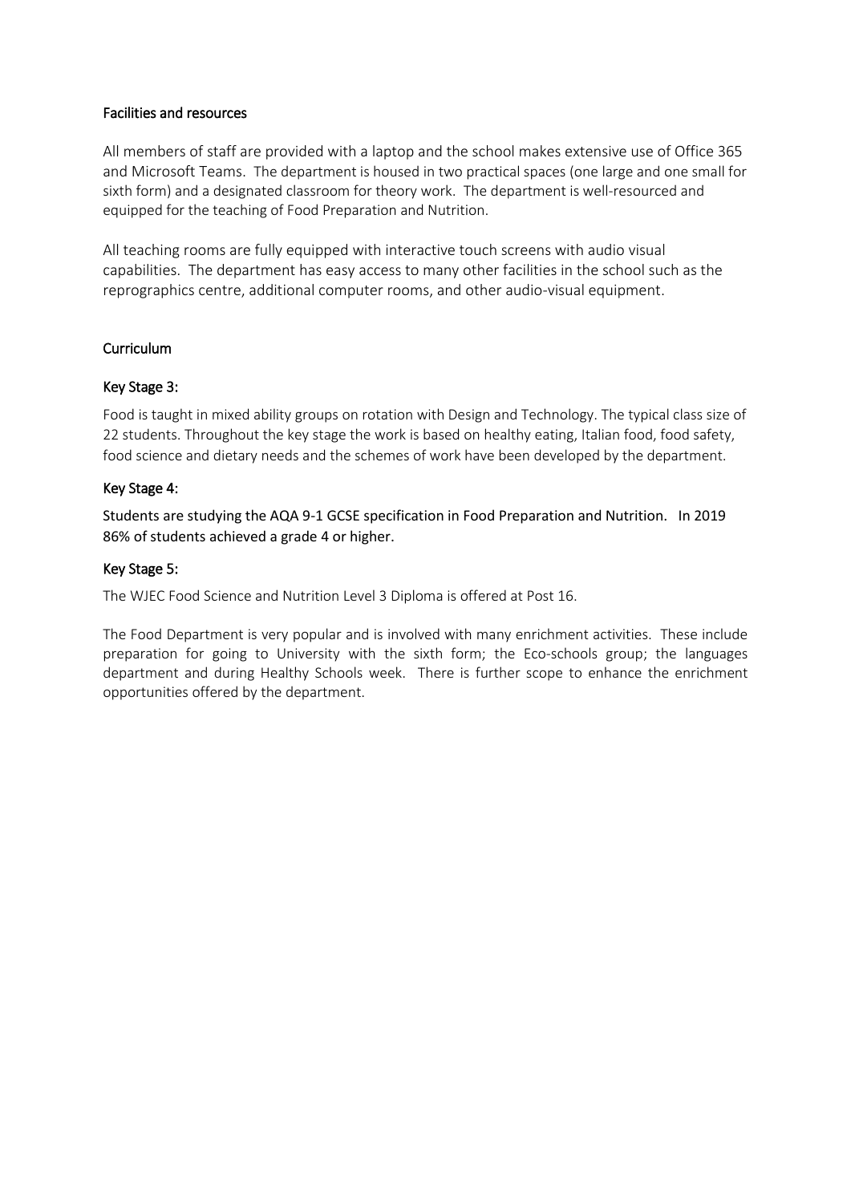## Facilities and resources

All members of staff are provided with a laptop and the school makes extensive use of Office 365 and Microsoft Teams. The department is housed in two practical spaces (one large and one small for sixth form) and a designated classroom for theory work. The department is well-resourced and equipped for the teaching of Food Preparation and Nutrition.

All teaching rooms are fully equipped with interactive touch screens with audio visual capabilities. The department has easy access to many other facilities in the school such as the reprographics centre, additional computer rooms, and other audio-visual equipment.

## Curriculum

### Key Stage 3:

Food is taught in mixed ability groups on rotation with Design and Technology. The typical class size of 22 students. Throughout the key stage the work is based on healthy eating, Italian food, food safety, food science and dietary needs and the schemes of work have been developed by the department.

### Key Stage 4:

Students are studying the AQA 9-1 GCSE specification in Food Preparation and Nutrition. In 2019 86% of students achieved a grade 4 or higher.

### Key Stage 5:

The WJEC Food Science and Nutrition Level 3 Diploma is offered at Post 16.

The Food Department is very popular and is involved with many enrichment activities. These include preparation for going to University with the sixth form; the Eco-schools group; the languages department and during Healthy Schools week. There is further scope to enhance the enrichment opportunities offered by the department.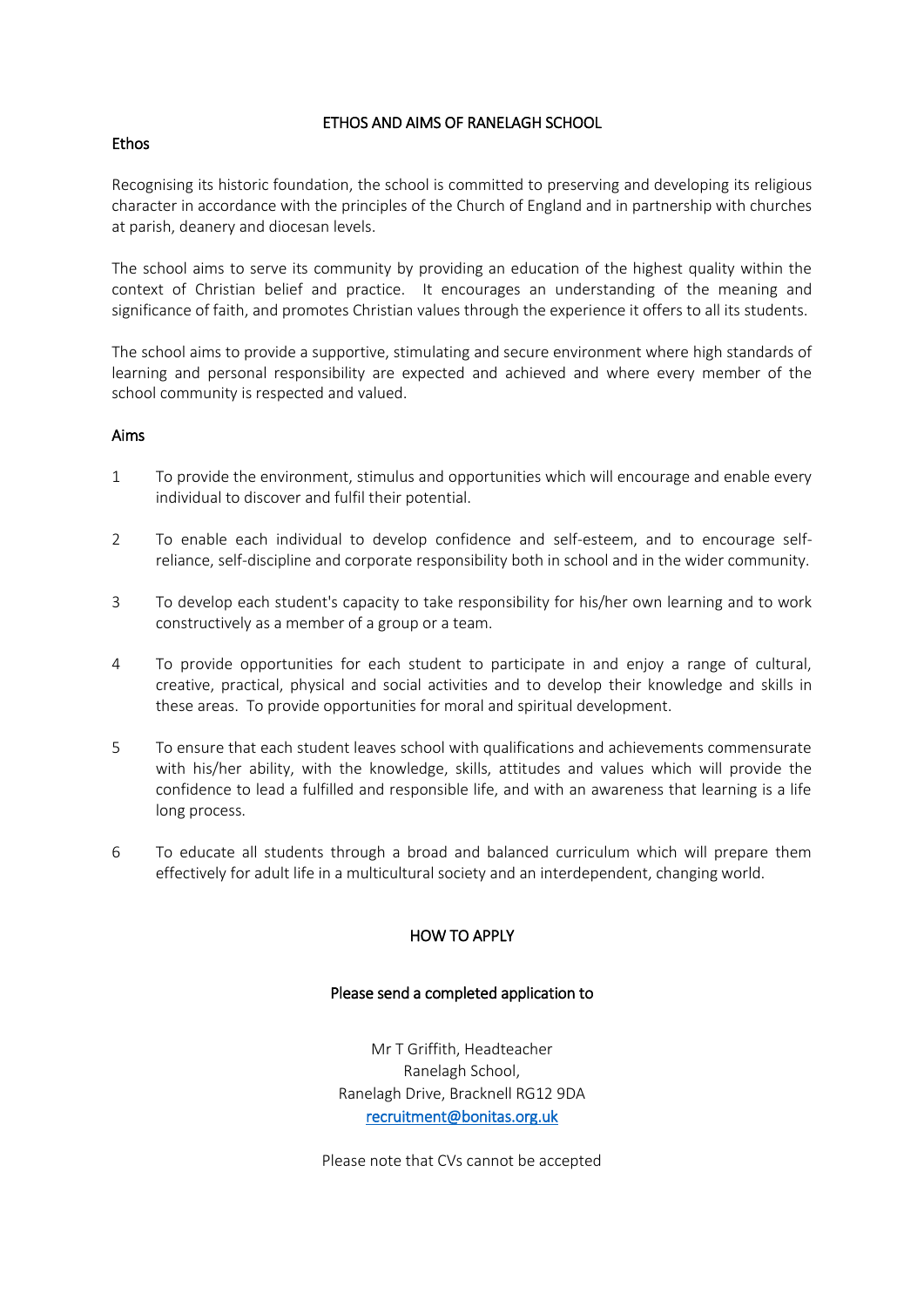# ETHOS AND AIMS OF RANELAGH SCHOOL

## Ethos

Recognising its historic foundation, the school is committed to preserving and developing its religious character in accordance with the principles of the Church of England and in partnership with churches at parish, deanery and diocesan levels.

The school aims to serve its community by providing an education of the highest quality within the context of Christian belief and practice. It encourages an understanding of the meaning and significance of faith, and promotes Christian values through the experience it offers to all its students.

The school aims to provide a supportive, stimulating and secure environment where high standards of learning and personal responsibility are expected and achieved and where every member of the school community is respected and valued.

## Aims

1. To provide the environment, stimulus and opportunities which will encourage and enable every individual to discover and fulfil their potential.

2. To enable each individual to develop confidence and self-esteem, and to encourage self-reliance, self-discipline and corporate responsibility both in school and in the wider community.

3. To develop each student's capacity to take responsibility for his/her own learning and to work constructively as a member of a group or a team.

4. To provide opportunities for each student to participate in and enjoy a range of cultural, creative, practical, physical and social activities and to develop their knowledge and skills in these areas. To provide opportunities for moral and spiritual development.

5. To ensure that each student leaves school with qualifications and achievements commensurate with his/her ability, with the knowledge, skills, attitudes and values which will provide the confidence to lead a fulfilled and responsible life, and with an awareness that learning is a life long process.

6. To educate all students through a broad and balanced curriculum which will prepare them effectively for adult life in a multicultural society and an interdependent, changing world.

# HOW TO APPLY

**Please send a completed application to**

Mr T Griffith, Headteacher
Ranelagh School,
Ranelagh Drive, Bracknell RG12 9DA
recruitment@bonitas.org.uk

Please note that CVs cannot be accepted